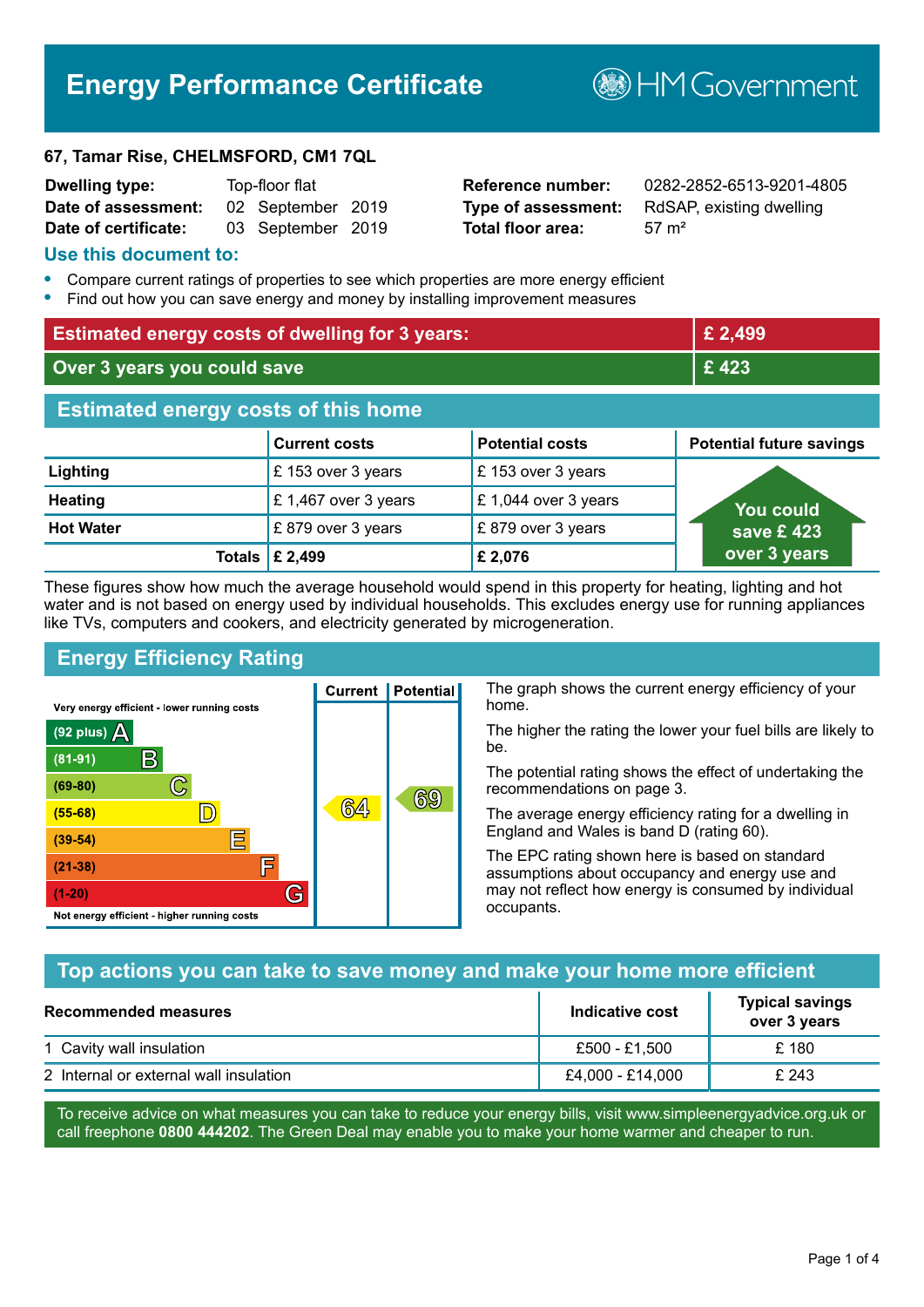# Energy Performance Certificate

HM Government

**67, Tamar Rise, CHELMSFORD, CM1 7QL**

| | | | |
|---|---|---|---|
| **Dwelling type:** | Top-floor flat | **Reference number:** | 0282-2852-6513-9201-4805 |
| **Date of assessment:** | 02 September 2019 | **Type of assessment:** | RdSAP, existing dwelling |
| **Date of certificate:** | 03 September 2019 | **Total floor area:** | 57 m² |

## Use this document to:

- Compare current ratings of properties to see which properties are more energy efficient
- Find out how you can save energy and money by installing improvement measures

| | |
|---|---|
| **Estimated energy costs of dwelling for 3 years:** | **£ 2,499** |
| **Over 3 years you could save** | **£ 423** |

## Estimated energy costs of this home

| | Current costs | Potential costs | Potential future savings |
|---|---|---|---|
| **Lighting** | £ 153 over 3 years | £ 153 over 3 years | You could save £ 423 over 3 years |
| **Heating** | £ 1,467 over 3 years | £ 1,044 over 3 years | |
| **Hot Water** | £ 879 over 3 years | £ 879 over 3 years | |
| **Totals** | **£ 2,499** | **£ 2,076** | |

These figures show how much the average household would spend in this property for heating, lighting and hot water and is not based on energy used by individual households. This excludes energy use for running appliances like TVs, computers and cookers, and electricity generated by microgeneration.

## Energy Efficiency Rating

Very energy efficient - lower running costs

| Rating | Current | Potential |
|---|---|---|
| (92 plus) A | | |
| (81-91) B | | |
| (69-80) C | | 69 |
| (55-68) D | 64 | |
| (39-54) E | | |
| (21-38) F | | |
| (1-20) G | | |

Not energy efficient - higher running costs

The graph shows the current energy efficiency of your home.

The higher the rating the lower your fuel bills are likely to be.

The potential rating shows the effect of undertaking the recommendations on page 3.

The average energy efficiency rating for a dwelling in England and Wales is band D (rating 60).

The EPC rating shown here is based on standard assumptions about occupancy and energy use and may not reflect how energy is consumed by individual occupants.

## Top actions you can take to save money and make your home more efficient

| Recommended measures | Indicative cost | Typical savings over 3 years |
|---|---|---|
| 1 Cavity wall insulation | £500 - £1,500 | £ 180 |
| 2 Internal or external wall insulation | £4,000 - £14,000 | £ 243 |

To receive advice on what measures you can take to reduce your energy bills, visit www.simpleenergyadvice.org.uk or call freephone **0800 444202**. The Green Deal may enable you to make your home warmer and cheaper to run.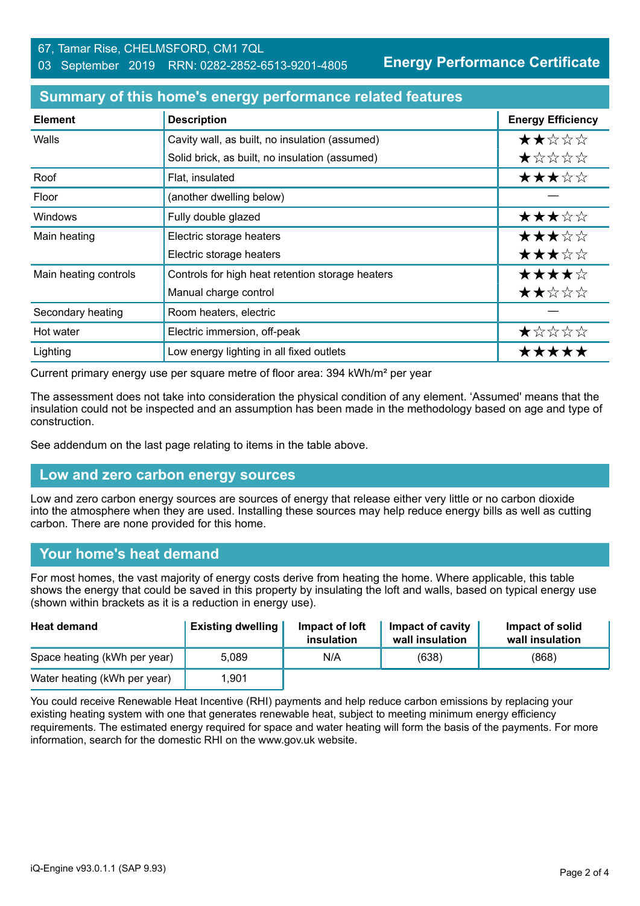67, Tamar Rise, CHELMSFORD, CM1 7QL
03 September 2019 RRN: 0282-2852-6513-9201-4805

**Energy Performance Certificate**

## Summary of this home's energy performance related features

| Element | Description | Energy Efficiency |
|---|---|---|
| Walls | Cavity wall, as built, no insulation (assumed) | ★★☆☆☆ |
| | Solid brick, as built, no insulation (assumed) | ★☆☆☆☆ |
| Roof | Flat, insulated | ★★★☆☆ |
| Floor | (another dwelling below) | — |
| Windows | Fully double glazed | ★★★☆☆ |
| Main heating | Electric storage heaters | ★★★☆☆ |
| | Electric storage heaters | ★★★☆☆ |
| Main heating controls | Controls for high heat retention storage heaters | ★★★★☆ |
| | Manual charge control | ★★☆☆☆ |
| Secondary heating | Room heaters, electric | — |
| Hot water | Electric immersion, off-peak | ★☆☆☆☆ |
| Lighting | Low energy lighting in all fixed outlets | ★★★★★ |

Current primary energy use per square metre of floor area: 394 kWh/m² per year

The assessment does not take into consideration the physical condition of any element. 'Assumed' means that the insulation could not be inspected and an assumption has been made in the methodology based on age and type of construction.

See addendum on the last page relating to items in the table above.

## Low and zero carbon energy sources

Low and zero carbon energy sources are sources of energy that release either very little or no carbon dioxide into the atmosphere when they are used. Installing these sources may help reduce energy bills as well as cutting carbon. There are none provided for this home.

## Your home's heat demand

For most homes, the vast majority of energy costs derive from heating the home. Where applicable, this table shows the energy that could be saved in this property by insulating the loft and walls, based on typical energy use (shown within brackets as it is a reduction in energy use).

| Heat demand | Existing dwelling | Impact of loft insulation | Impact of cavity wall insulation | Impact of solid wall insulation |
|---|---|---|---|---|
| Space heating (kWh per year) | 5,089 | N/A | (638) | (868) |
| Water heating (kWh per year) | 1,901 | | | |

You could receive Renewable Heat Incentive (RHI) payments and help reduce carbon emissions by replacing your existing heating system with one that generates renewable heat, subject to meeting minimum energy efficiency requirements. The estimated energy required for space and water heating will form the basis of the payments. For more information, search for the domestic RHI on the www.gov.uk website.

iQ-Engine v93.0.1.1 (SAP 9.93)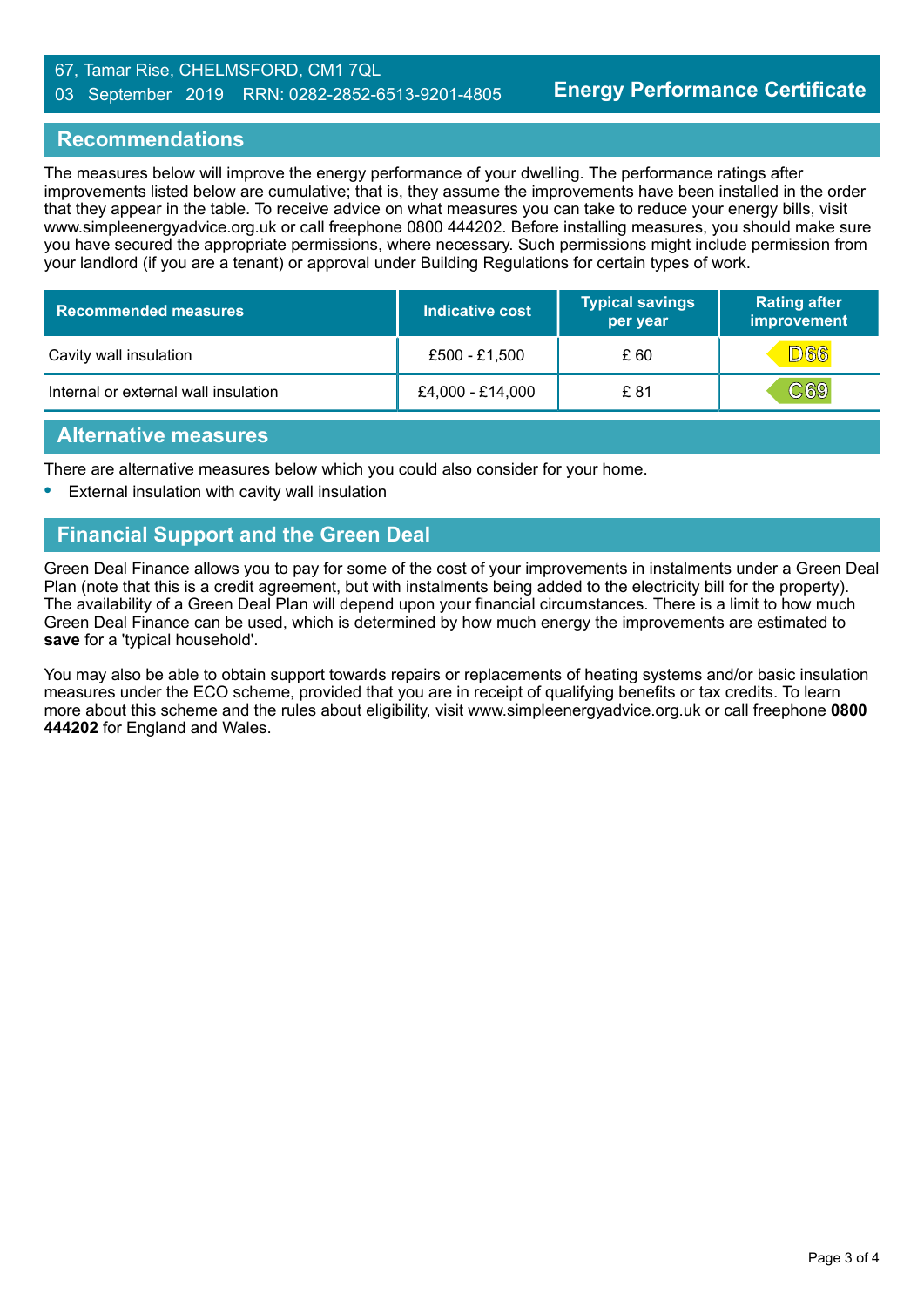67, Tamar Rise, CHELMSFORD, CM1 7QL
03 September 2019 RRN: 0282-2852-6513-9201-4805

**Energy Performance Certificate**

## Recommendations

The measures below will improve the energy performance of your dwelling. The performance ratings after improvements listed below are cumulative; that is, they assume the improvements have been installed in the order that they appear in the table. To receive advice on what measures you can take to reduce your energy bills, visit www.simpleenergyadvice.org.uk or call freephone 0800 444202. Before installing measures, you should make sure you have secured the appropriate permissions, where necessary. Such permissions might include permission from your landlord (if you are a tenant) or approval under Building Regulations for certain types of work.

| Recommended measures | Indicative cost | Typical savings per year | Rating after improvement |
|---|---|---|---|
| Cavity wall insulation | £500 - £1,500 | £ 60 | D66 |
| Internal or external wall insulation | £4,000 - £14,000 | £ 81 | C69 |

## Alternative measures

There are alternative measures below which you could also consider for your home.

- External insulation with cavity wall insulation

## Financial Support and the Green Deal

Green Deal Finance allows you to pay for some of the cost of your improvements in instalments under a Green Deal Plan (note that this is a credit agreement, but with instalments being added to the electricity bill for the property). The availability of a Green Deal Plan will depend upon your financial circumstances. There is a limit to how much Green Deal Finance can be used, which is determined by how much energy the improvements are estimated to **save** for a 'typical household'.

You may also be able to obtain support towards repairs or replacements of heating systems and/or basic insulation measures under the ECO scheme, provided that you are in receipt of qualifying benefits or tax credits. To learn more about this scheme and the rules about eligibility, visit www.simpleenergyadvice.org.uk or call freephone **0800 444202** for England and Wales.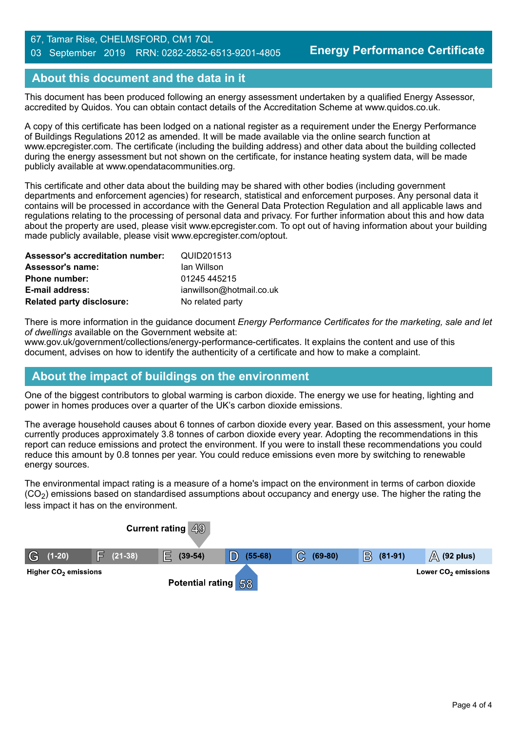67, Tamar Rise, CHELMSFORD, CM1 7QL
03 September 2019 RRN: 0282-2852-6513-9201-4805

**Energy Performance Certificate**

## About this document and the data in it

This document has been produced following an energy assessment undertaken by a qualified Energy Assessor, accredited by Quidos. You can obtain contact details of the Accreditation Scheme at www.quidos.co.uk.

A copy of this certificate has been lodged on a national register as a requirement under the Energy Performance of Buildings Regulations 2012 as amended. It will be made available via the online search function at www.epcregister.com. The certificate (including the building address) and other data about the building collected during the energy assessment but not shown on the certificate, for instance heating system data, will be made publicly available at www.opendatacommunities.org.

This certificate and other data about the building may be shared with other bodies (including government departments and enforcement agencies) for research, statistical and enforcement purposes. Any personal data it contains will be processed in accordance with the General Data Protection Regulation and all applicable laws and regulations relating to the processing of personal data and privacy. For further information about this and how data about the property are used, please visit www.epcregister.com. To opt out of having information about your building made publicly available, please visit www.epcregister.com/optout.

| | |
|---|---|
| **Assessor's accreditation number:** | QUID201513 |
| **Assessor's name:** | Ian Willson |
| **Phone number:** | 01245 445215 |
| **E-mail address:** | ianwillson@hotmail.co.uk |
| **Related party disclosure:** | No related party |

There is more information in the guidance document *Energy Performance Certificates for the marketing, sale and let of dwellings* available on the Government website at: www.gov.uk/government/collections/energy-performance-certificates. It explains the content and use of this document, advises on how to identify the authenticity of a certificate and how to make a complaint.

## About the impact of buildings on the environment

One of the biggest contributors to global warming is carbon dioxide. The energy we use for heating, lighting and power in homes produces over a quarter of the UK's carbon dioxide emissions.

The average household causes about 6 tonnes of carbon dioxide every year. Based on this assessment, your home currently produces approximately 3.8 tonnes of carbon dioxide every year. Adopting the recommendations in this report can reduce emissions and protect the environment. If you were to install these recommendations you could reduce this amount by 0.8 tonnes per year. You could reduce emissions even more by switching to renewable energy sources.

The environmental impact rating is a measure of a home's impact on the environment in terms of carbon dioxide ($CO_2$) emissions based on standardised assumptions about occupancy and energy use. The higher the rating the less impact it has on the environment.

Current rating 49

G (1-20) F (21-38) E (39-54) D (55-68) C (69-80) B (81-91) A (92 plus)

Higher $CO_2$ emissions

Lower $CO_2$ emissions

Potential rating 58